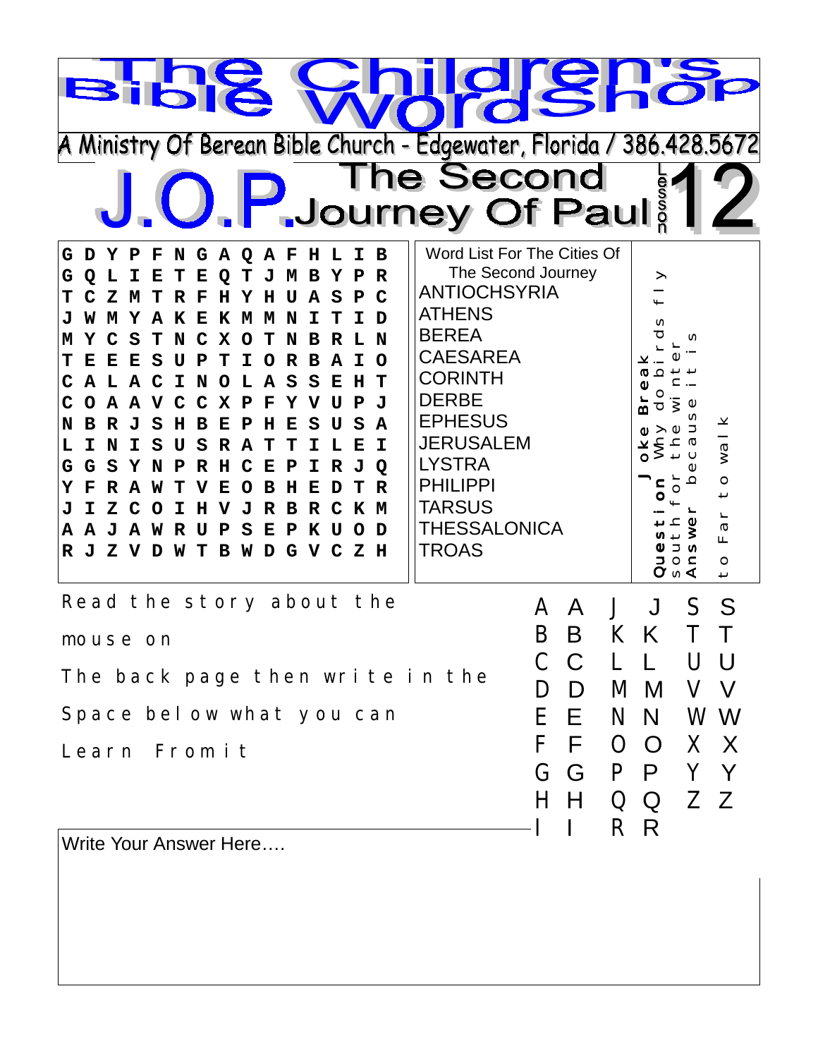# The Children's Bible WordShop

A Ministry Of Berean Bible Church - Edgewater, Florida / 386.428.5672

## J.O.P. The Second Journey Of Paul — Lesson 12

```
G D Y P F N G A Q A F H L I B
G Q L I E T E Q T J M B Y P R
T C Z M T R F H Y H U A S P C
J W M Y A K E K M M N I T I D
M Y C S T N C X O T N B R L N
T E E E S U P T I O R B A I O
C A L A C I N O L A S S E H T
C O A A V C C X P F Y V U P J
N B R J S H B E P H E S U S A
L I N I S U S R A T T I L E I
G G S Y N P R H C E P I R J Q
Y F R A W T V E O B H E D T R
J I Z C O I H V J R B R C K M
A A J A W R U P S E P K U O D
R J Z V D W T B W D G V C Z H
```

**Word List For The Cities Of The Second Journey**

- ANTIOCHSYRIA
- ATHENS
- BEREA
- CAESAREA
- CORINTH
- DERBE
- EPHESUS
- JERUSALEM
- LYSTRA
- PHILIPPI
- TARSUS
- THESSALONICA
- TROAS

**Question Joke Break**
Why do birds fly south for the winter?
**Answer** because it is to Far to walk

Read the story about the mouse on The back page then write in the Space below what you can Learn From it

A A J J S S
B B K K T T
C C L L U U
D D M M V V
E E N N W W
F F O O X X
G G P P Y Y
H H Q Q Z Z
I I R R

Write Your Answer Here….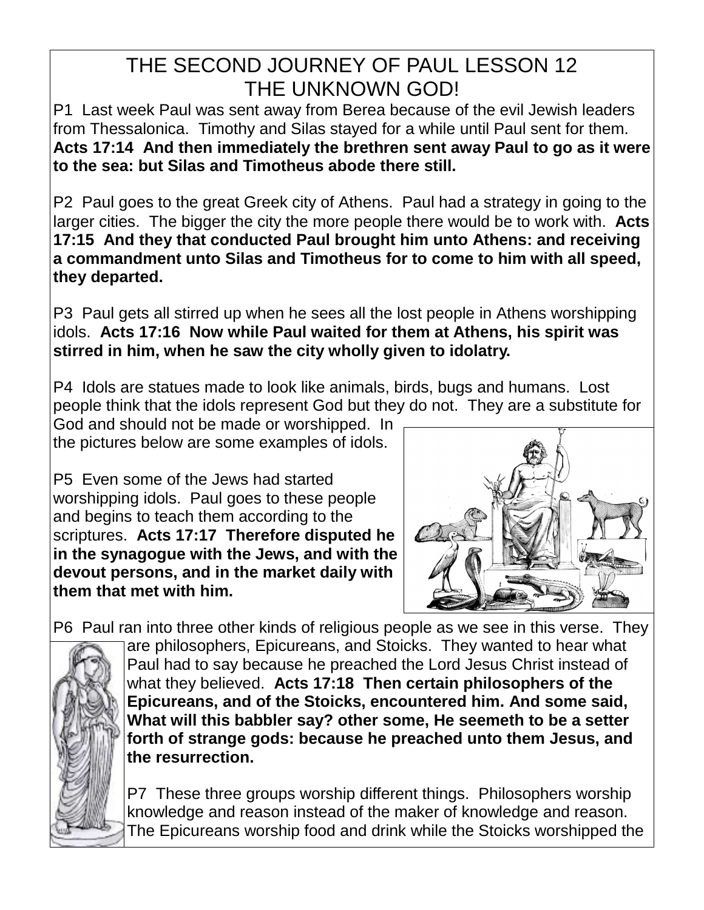# THE SECOND JOURNEY OF PAUL LESSON 12
# THE UNKNOWN GOD!

P1 Last week Paul was sent away from Berea because of the evil Jewish leaders from Thessalonica. Timothy and Silas stayed for a while until Paul sent for them. **Acts 17:14 And then immediately the brethren sent away Paul to go as it were to the sea: but Silas and Timotheus abode there still.**

P2 Paul goes to the great Greek city of Athens. Paul had a strategy in going to the larger cities. The bigger the city the more people there would be to work with. **Acts 17:15 And they that conducted Paul brought him unto Athens: and receiving a commandment unto Silas and Timotheus for to come to him with all speed, they departed.**

P3 Paul gets all stirred up when he sees all the lost people in Athens worshipping idols. **Acts 17:16 Now while Paul waited for them at Athens, his spirit was stirred in him, when he saw the city wholly given to idolatry.**

P4 Idols are statues made to look like animals, birds, bugs and humans. Lost people think that the idols represent God but they do not. They are a substitute for God and should not be made or worshipped. In the pictures below are some examples of idols.

P5 Even some of the Jews had started worshipping idols. Paul goes to these people and begins to teach them according to the scriptures. **Acts 17:17 Therefore disputed he in the synagogue with the Jews, and with the devout persons, and in the market daily with them that met with him.**

P6 Paul ran into three other kinds of religious people as we see in this verse. They are philosophers, Epicureans, and Stoicks. They wanted to hear what Paul had to say because he preached the Lord Jesus Christ instead of what they believed. **Acts 17:18 Then certain philosophers of the Epicureans, and of the Stoicks, encountered him. And some said, What will this babbler say? other some, He seemeth to be a setter forth of strange gods: because he preached unto them Jesus, and the resurrection.**

P7 These three groups worship different things. Philosophers worship knowledge and reason instead of the maker of knowledge and reason. The Epicureans worship food and drink while the Stoicks worshipped the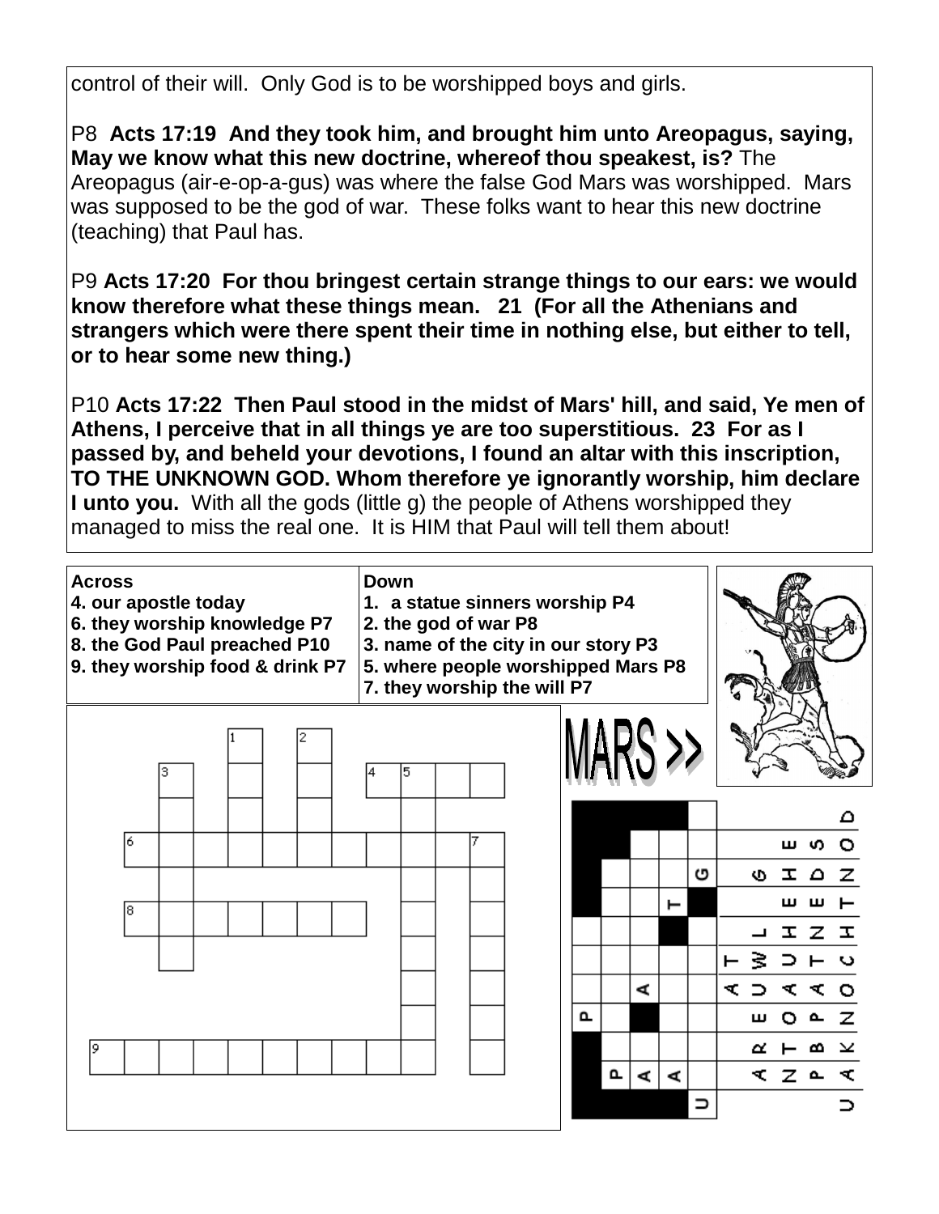control of their will. Only God is to be worshipped boys and girls.

P8 **Acts 17:19 And they took him, and brought him unto Areopagus, saying, May we know what this new doctrine, whereof thou speakest, is?** The Areopagus (air-e-op-a-gus) was where the false God Mars was worshipped. Mars was supposed to be the god of war. These folks want to hear this new doctrine (teaching) that Paul has.

P9 **Acts 17:20 For thou bringest certain strange things to our ears: we would know therefore what these things mean. 21 (For all the Athenians and strangers which were there spent their time in nothing else, but either to tell, or to hear some new thing.)**

P10 **Acts 17:22 Then Paul stood in the midst of Mars' hill, and said, Ye men of Athens, I perceive that in all things ye are too superstitious. 23 For as I passed by, and beheld your devotions, I found an altar with this inscription, TO THE UNKNOWN GOD. Whom therefore ye ignorantly worship, him declare I unto you.** With all the gods (little g) the people of Athens worshipped they managed to miss the real one. It is HIM that Paul will tell them about!

| Across | Down |
|---|---|
| 4. our apostle today | 1. a statue sinners worship P4 |
| 6. they worship knowledge P7 | 2. the god of war P8 |
| 8. the God Paul preached P10 | 3. name of the city in our story P3 |
| 9. they worship food & drink P7 | 5. where people worshipped Mars P8 |
| | 7. they worship the will P7 |

MARS >>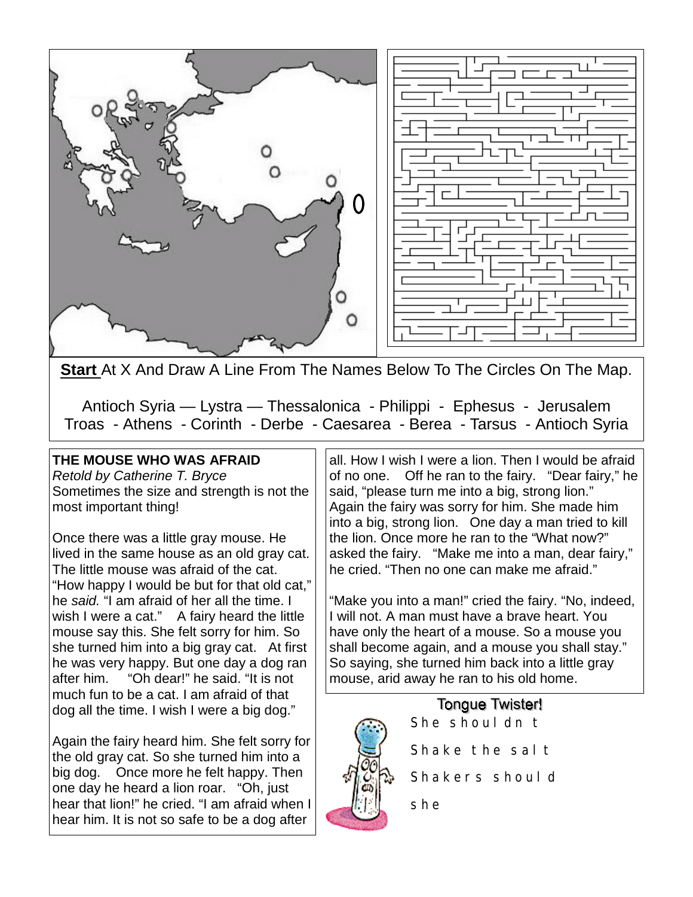**Start** At X And Draw A Line From The Names Below To The Circles On The Map.

Antioch Syria — Lystra — Thessalonica - Philippi - Ephesus - Jerusalem
Troas - Athens - Corinth - Derbe - Caesarea - Berea - Tarsus - Antioch Syria

**THE MOUSE WHO WAS AFRAID**
*Retold by Catherine T. Bryce*
Sometimes the size and strength is not the most important thing!

Once there was a little gray mouse. He lived in the same house as an old gray cat. The little mouse was afraid of the cat. "How happy I would be but for that old cat," he *said.* "I am afraid of her all the time. I wish I were a cat." A fairy heard the little mouse say this. She felt sorry for him. So she turned him into a big gray cat. At first he was very happy. But one day a dog ran after him. "Oh dear!" he said. "It is not much fun to be a cat. I am afraid of that dog all the time. I wish I were a big dog."

Again the fairy heard him. She felt sorry for the old gray cat. So she turned him into a big dog. Once more he felt happy. Then one day he heard a lion roar. "Oh, just hear that lion!" he cried. "I am afraid when I hear him. It is not so safe to be a dog after all. How I wish I were a lion. Then I would be afraid of no one. Off he ran to the fairy. "Dear fairy," he said, "please turn me into a big, strong lion." Again the fairy was sorry for him. She made him into a big, strong lion. One day a man tried to kill the lion. Once more he ran to the "What now?" asked the fairy. "Make me into a man, dear fairy," he cried. "Then no one can make me afraid."

"Make you into a man!" cried the fairy. "No, indeed, I will not. A man must have a brave heart. You have only the heart of a mouse. So a mouse you shall become again, and a mouse you shall stay." So saying, she turned him back into a little gray mouse, arid away he ran to his old home.

**Tongue Twister!**

S h e s h o u l d n t

S h a k e t h e s a l t

S h a k e r s s h o u l d

s h e